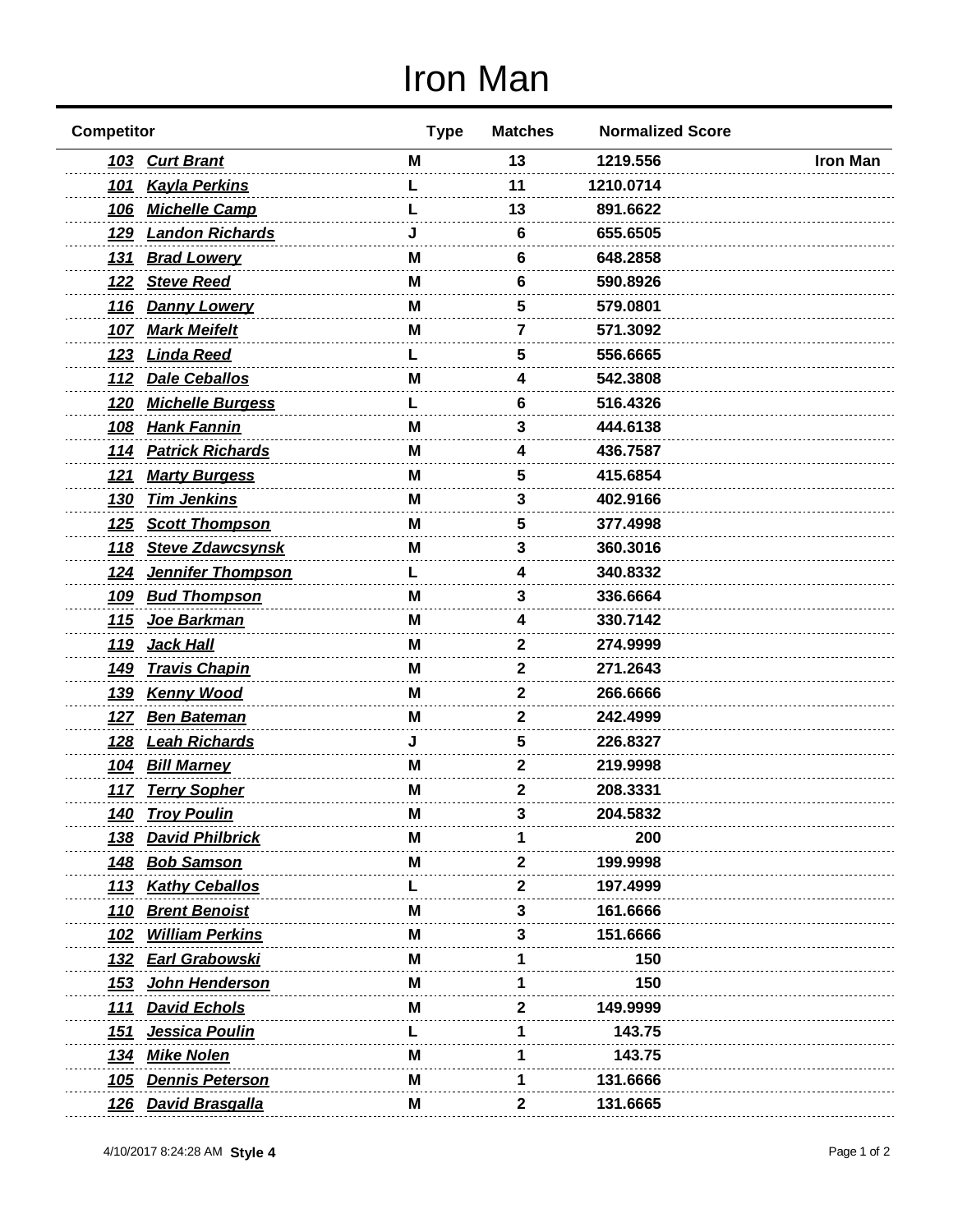# Iron Man

| Competitor | | Type | Matches | Normalized Score | |
|---|---|---|---|---|---|
| ***103*** | ***Curt Brant*** | **M** | **13** | **1219.556** | **Iron Man** |
| ***101*** | ***Kayla Perkins*** | **L** | **11** | **1210.0714** | |
| ***106*** | ***Michelle Camp*** | **L** | **13** | **891.6622** | |
| ***129*** | ***Landon Richards*** | **J** | **6** | **655.6505** | |
| ***131*** | ***Brad Lowery*** | **M** | **6** | **648.2858** | |
| ***122*** | ***Steve Reed*** | **M** | **6** | **590.8926** | |
| ***116*** | ***Danny Lowery*** | **M** | **5** | **579.0801** | |
| ***107*** | ***Mark Meifelt*** | **M** | **7** | **571.3092** | |
| ***123*** | ***Linda Reed*** | **L** | **5** | **556.6665** | |
| ***112*** | ***Dale Ceballos*** | **M** | **4** | **542.3808** | |
| ***120*** | ***Michelle Burgess*** | **L** | **6** | **516.4326** | |
| ***108*** | ***Hank Fannin*** | **M** | **3** | **444.6138** | |
| ***114*** | ***Patrick Richards*** | **M** | **4** | **436.7587** | |
| ***121*** | ***Marty Burgess*** | **M** | **5** | **415.6854** | |
| ***130*** | ***Tim Jenkins*** | **M** | **3** | **402.9166** | |
| ***125*** | ***Scott Thompson*** | **M** | **5** | **377.4998** | |
| ***118*** | ***Steve Zdawcsynsk*** | **M** | **3** | **360.3016** | |
| ***124*** | ***Jennifer Thompson*** | **L** | **4** | **340.8332** | |
| ***109*** | ***Bud Thompson*** | **M** | **3** | **336.6664** | |
| ***115*** | ***Joe Barkman*** | **M** | **4** | **330.7142** | |
| ***119*** | ***Jack Hall*** | **M** | **2** | **274.9999** | |
| ***149*** | ***Travis Chapin*** | **M** | **2** | **271.2643** | |
| ***139*** | ***Kenny Wood*** | **M** | **2** | **266.6666** | |
| ***127*** | ***Ben Bateman*** | **M** | **2** | **242.4999** | |
| ***128*** | ***Leah Richards*** | **J** | **5** | **226.8327** | |
| ***104*** | ***Bill Marney*** | **M** | **2** | **219.9998** | |
| ***117*** | ***Terry Sopher*** | **M** | **2** | **208.3331** | |
| ***140*** | ***Troy Poulin*** | **M** | **3** | **204.5832** | |
| ***138*** | ***David Philbrick*** | **M** | **1** | **200** | |
| ***148*** | ***Bob Samson*** | **M** | **2** | **199.9998** | |
| ***113*** | ***Kathy Ceballos*** | **L** | **2** | **197.4999** | |
| ***110*** | ***Brent Benoist*** | **M** | **3** | **161.6666** | |
| ***102*** | ***William Perkins*** | **M** | **3** | **151.6666** | |
| ***132*** | ***Earl Grabowski*** | **M** | **1** | **150** | |
| ***153*** | ***John Henderson*** | **M** | **1** | **150** | |
| ***111*** | ***David Echols*** | **M** | **2** | **149.9999** | |
| ***151*** | ***Jessica Poulin*** | **L** | **1** | **143.75** | |
| ***134*** | ***Mike Nolen*** | **M** | **1** | **143.75** | |
| ***105*** | ***Dennis Peterson*** | **M** | **1** | **131.6666** | |
| ***126*** | ***David Brasgalla*** | **M** | **2** | **131.6665** | |

4/10/2017 8:24:28 AM **Style 4**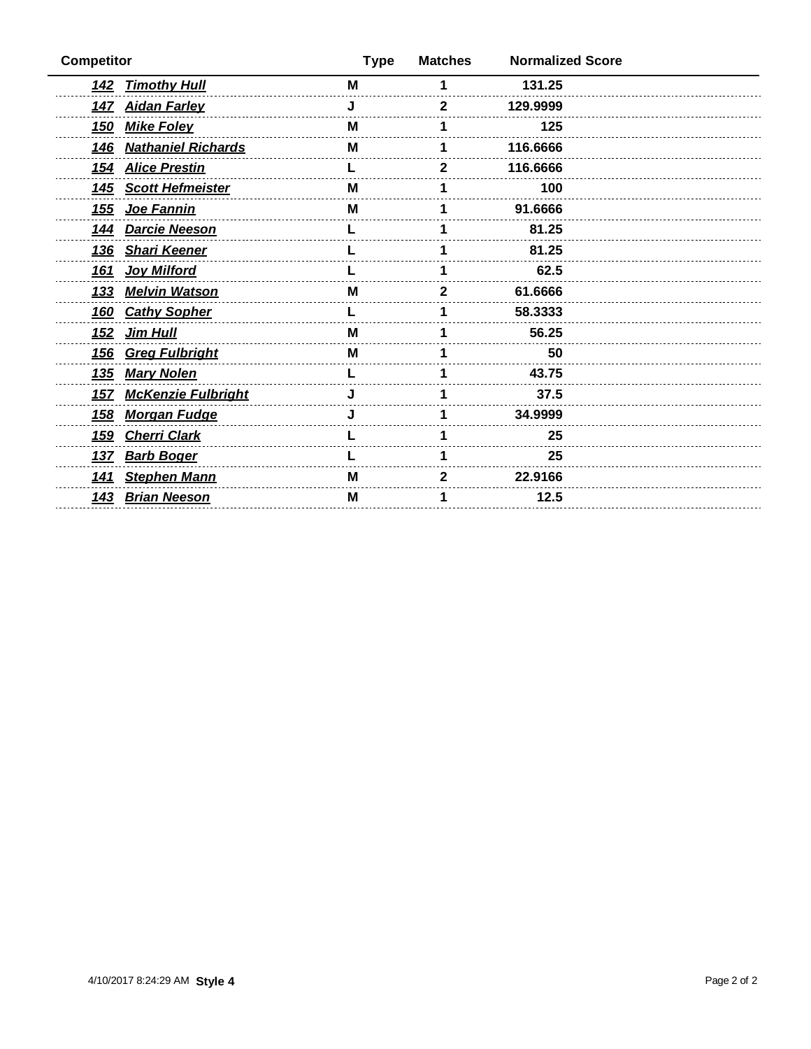| Competitor | | Type | Matches | Normalized Score |
|---|---|---|---|---|
| 142 | Timothy Hull | M | 1 | 131.25 |
| 147 | Aidan Farley | J | 2 | 129.9999 |
| 150 | Mike Foley | M | 1 | 125 |
| 146 | Nathaniel Richards | M | 1 | 116.6666 |
| 154 | Alice Prestin | L | 2 | 116.6666 |
| 145 | Scott Hefmeister | M | 1 | 100 |
| 155 | Joe Fannin | M | 1 | 91.6666 |
| 144 | Darcie Neeson | L | 1 | 81.25 |
| 136 | Shari Keener | L | 1 | 81.25 |
| 161 | Joy Milford | L | 1 | 62.5 |
| 133 | Melvin Watson | M | 2 | 61.6666 |
| 160 | Cathy Sopher | L | 1 | 58.3333 |
| 152 | Jim Hull | M | 1 | 56.25 |
| 156 | Greg Fulbright | M | 1 | 50 |
| 135 | Mary Nolen | L | 1 | 43.75 |
| 157 | McKenzie Fulbright | J | 1 | 37.5 |
| 158 | Morgan Fudge | J | 1 | 34.9999 |
| 159 | Cherri Clark | L | 1 | 25 |
| 137 | Barb Boger | L | 1 | 25 |
| 141 | Stephen Mann | M | 2 | 22.9166 |
| 143 | Brian Neeson | M | 1 | 12.5 |

4/10/2017 8:24:29 AM **Style 4**